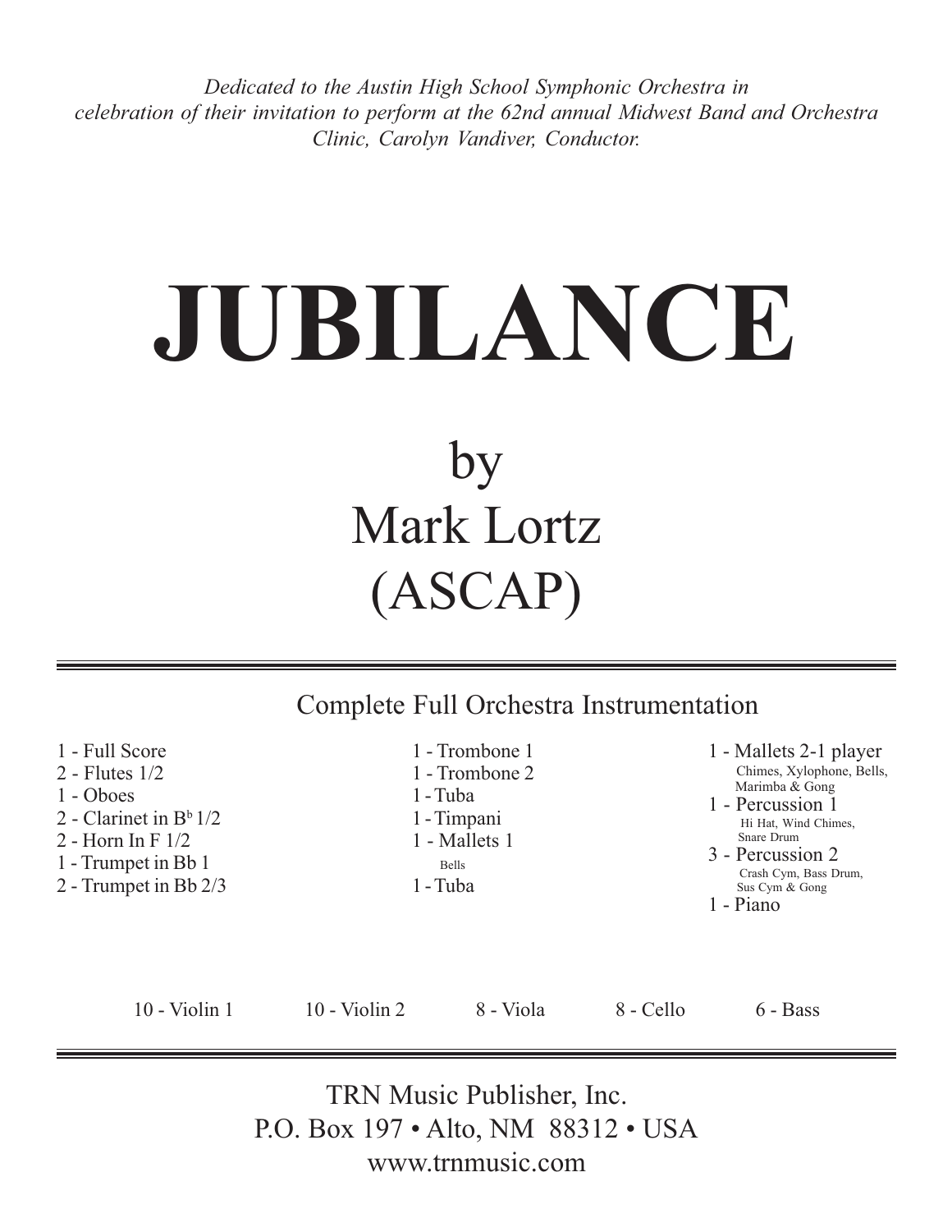*Dedicated to the Austin High School Symphonic Orchestra in celebration of their invitation to perform at the 62nd annual Midwest Band and Orchestra Clinic, Carolyn Vandiver, Conductor.*

# JUBILANCE

by
Mark Lortz
(ASCAP)

---

## Complete Full Orchestra Instrumentation

1 - Full Score
2 - Flutes 1/2
1 - Oboes
2 - Clarinet in B$^{b}$ 1/2
2 - Horn In F 1/2
1 - Trumpet in Bb 1
2 - Trumpet in Bb 2/3

1 - Trombone 1
1 - Trombone 2
1 - Tuba
1 - Timpani
1 - Mallets 1
  Bells
1 - Tuba

1 - Mallets 2-1 player
  Chimes, Xylophone, Bells, Marimba & Gong
1 - Percussion 1
  Hi Hat, Wind Chimes, Snare Drum
3 - Percussion 2
  Crash Cym, Bass Drum, Sus Cym & Gong
1 - Piano

10 - Violin 1   10 - Violin 2   8 - Viola   8 - Cello   6 - Bass

---

TRN Music Publisher, Inc.
P.O. Box 197 • Alto, NM 88312 • USA
www.trnmusic.com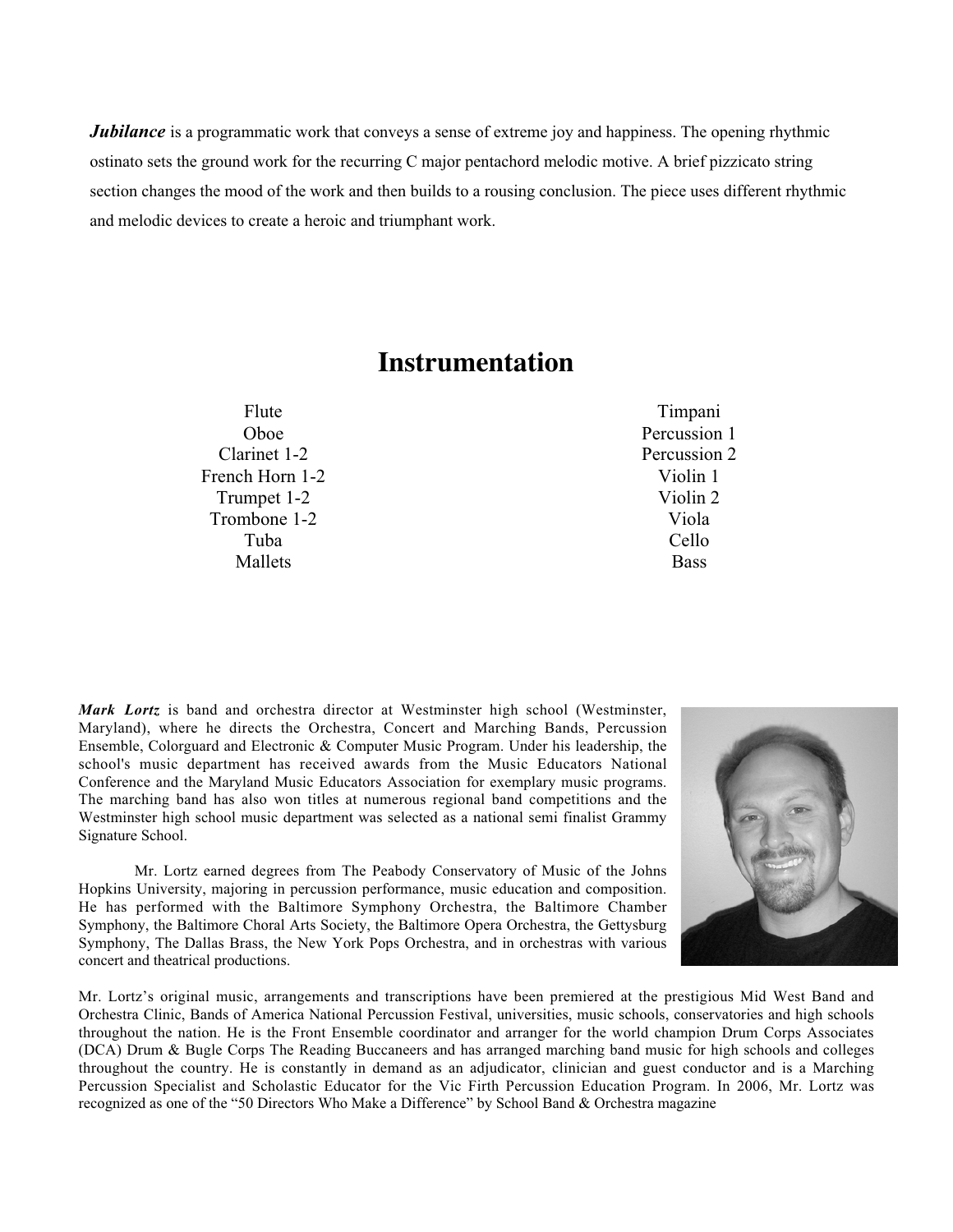***Jubilance*** is a programmatic work that conveys a sense of extreme joy and happiness. The opening rhythmic ostinato sets the ground work for the recurring C major pentachord melodic motive. A brief pizzicato string section changes the mood of the work and then builds to a rousing conclusion. The piece uses different rhythmic and melodic devices to create a heroic and triumphant work.

# Instrumentation

- Flute
- Oboe
- Clarinet 1-2
- French Horn 1-2
- Trumpet 1-2
- Trombone 1-2
- Tuba
- Mallets
- Timpani
- Percussion 1
- Percussion 2
- Violin 1
- Violin 2
- Viola
- Cello
- Bass

***Mark Lortz*** is band and orchestra director at Westminster high school (Westminster, Maryland), where he directs the Orchestra, Concert and Marching Bands, Percussion Ensemble, Colorguard and Electronic & Computer Music Program. Under his leadership, the school's music department has received awards from the Music Educators National Conference and the Maryland Music Educators Association for exemplary music programs. The marching band has also won titles at numerous regional band competitions and the Westminster high school music department was selected as a national semi finalist Grammy Signature School.

Mr. Lortz earned degrees from The Peabody Conservatory of Music of the Johns Hopkins University, majoring in percussion performance, music education and composition. He has performed with the Baltimore Symphony Orchestra, the Baltimore Chamber Symphony, the Baltimore Choral Arts Society, the Baltimore Opera Orchestra, the Gettysburg Symphony, The Dallas Brass, the New York Pops Orchestra, and in orchestras with various concert and theatrical productions.

Mr. Lortz's original music, arrangements and transcriptions have been premiered at the prestigious Mid West Band and Orchestra Clinic, Bands of America National Percussion Festival, universities, music schools, conservatories and high schools throughout the nation. He is the Front Ensemble coordinator and arranger for the world champion Drum Corps Associates (DCA) Drum & Bugle Corps The Reading Buccaneers and has arranged marching band music for high schools and colleges throughout the country. He is constantly in demand as an adjudicator, clinician and guest conductor and is a Marching Percussion Specialist and Scholastic Educator for the Vic Firth Percussion Education Program. In 2006, Mr. Lortz was recognized as one of the "50 Directors Who Make a Difference" by School Band & Orchestra magazine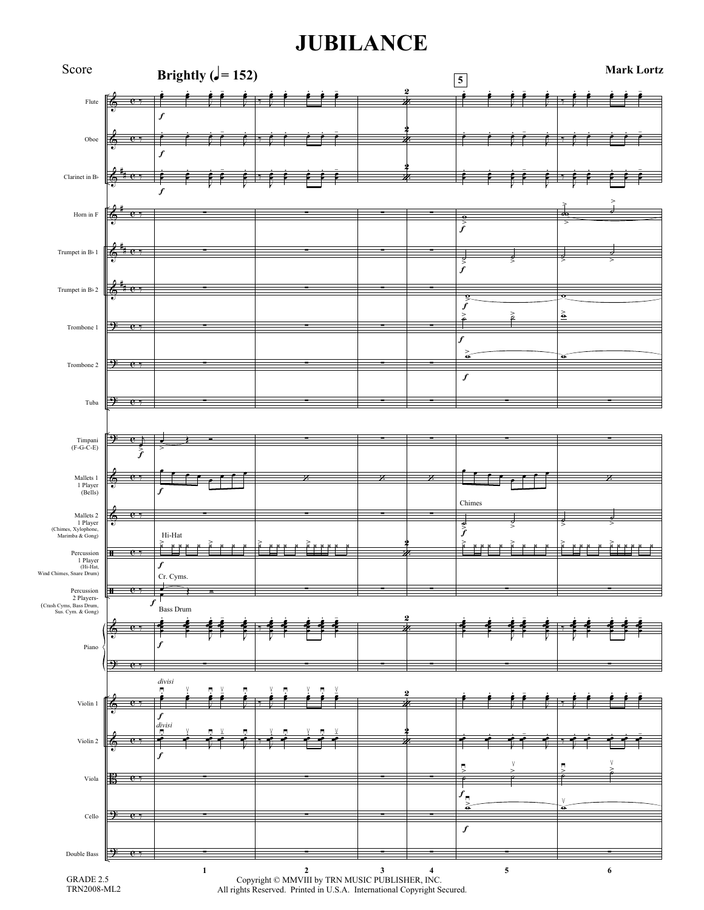# JUBILANCE

Score

Mark Lortz

Brightly (♩= 152)

Copyright © MMVIII by TRN MUSIC PUBLISHER, INC.
All rights Reserved. Printed in U.S.A. International Copyright Secured.

GRADE 2.5
TRN2008-ML2